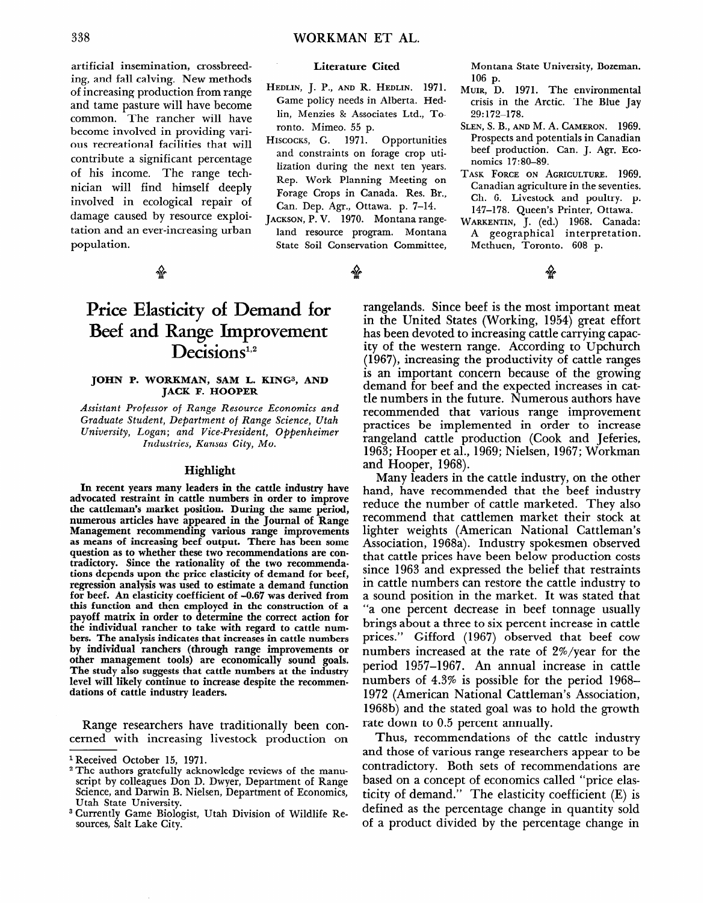artificial insemination, crossbreeding, and fall calving. New methods of increasing production from range and tame pasture will have become common. The rancher will have become involved in providing various recreational facilities that will contribute a significant percentage of his income. The range technician will find himself deeply involved in ecological repair of damage caused by resource exploitation and an ever-increasing urban population.

## Literature Cited

HEDLIN, J. P., AND R. HEDLIN. 1971. Game policy needs in Alberta. Hedlin, Menzies & Associates Ltd., Toronto. Mimeo. 55 p.

HISCOCKS, G. 1971. Opportunities and constraints on forage crop utilization during the next ten years. Rep. Work Planning Meeting on Forage Crops in Canada. Res. Br., Can. Dep. Agr., Ottawa. p. 7–14.

JACKSON, P. V. 1970. Montana rangeland resource program. Montana State Soil Conservation Committee, Montana State University, Bozeman. 106 p.

MUIR, D. 1971. The environmental crisis in the Arctic. The Blue Jay 29:172–178.

SLEN, S. B., AND M. A. CAMERON. 1969. Prospects and potentials in Canadian beef production. Can. J. Agr. Economics 17:80–89.

TASK FORCE ON AGRICULTURE. 1969. Canadian agriculture in the seventies. Ch. 6. Livestock and poultry. p. 147–178. Queen's Printer, Ottawa.

WARKENTIN, J. (ed.) 1968. Canada: A geographical interpretation. Methuen, Toronto. 608 p.

# Price Elasticity of Demand for Beef and Range Improvement Decisions[1,2]

**JOHN P. WORKMAN, SAM L. KING[3], AND JACK F. HOOPER**

*Assistant Professor of Range Resource Economics and Graduate Student, Department of Range Science, Utah University, Logan; and Vice-President, Oppenheimer Industries, Kansas City, Mo.*

## Highlight

**In recent years many leaders in the cattle industry have advocated restraint in cattle numbers in order to improve the cattleman's market position. During the same period, numerous articles have appeared in the Journal of Range Management recommending various range improvements as means of increasing beef output. There has been some question as to whether these two recommendations are contradictory. Since the rationality of the two recommendations depends upon the price elasticity of demand for beef, regression analysis was used to estimate a demand function for beef. An elasticity coefficient of –0.67 was derived from this function and then employed in the construction of a payoff matrix in order to determine the correct action for the individual rancher to take with regard to cattle numbers. The analysis indicates that increases in cattle numbers by individual ranchers (through range improvements or other management tools) are economically sound goals. The study also suggests that cattle numbers at the industry level will likely continue to increase despite the recommendations of cattle industry leaders.**

Range researchers have traditionally been concerned with increasing livestock production on rangelands. Since beef is the most important meat in the United States (Working, 1954) great effort has been devoted to increasing cattle carrying capacity of the western range. According to Upchurch (1967), increasing the productivity of cattle ranges is an important concern because of the growing demand for beef and the expected increases in cattle numbers in the future. Numerous authors have recommended that various range improvement practices be implemented in order to increase rangeland cattle production (Cook and Jeferies, 1963; Hooper et al., 1969; Nielsen, 1967; Workman and Hooper, 1968).

Many leaders in the cattle industry, on the other hand, have recommended that the beef industry reduce the number of cattle marketed. They also recommend that cattlemen market their stock at lighter weights (American National Cattleman's Association, 1968a). Industry spokesmen observed that cattle prices have been below production costs since 1963 and expressed the belief that restraints in cattle numbers can restore the cattle industry to a sound position in the market. It was stated that "a one percent decrease in beef tonnage usually brings about a three to six percent increase in cattle prices." Gifford (1967) observed that beef cow numbers increased at the rate of 2%/year for the period 1957–1967. An annual increase in cattle numbers of 4.3% is possible for the period 1968–1972 (American National Cattleman's Association, 1968b) and the stated goal was to hold the growth rate down to 0.5 percent annually.

Thus, recommendations of the cattle industry and those of various range researchers appear to be contradictory. Both sets of recommendations are based on a concept of economics called "price elasticity of demand." The elasticity coefficient (E) is defined as the percentage change in quantity sold of a product divided by the percentage change in

---

[1] Received October 15, 1971.

[2] The authors gratefully acknowledge reviews of the manuscript by colleagues Don D. Dwyer, Department of Range Science, and Darwin B. Nielsen, Department of Economics, Utah State University.

[3] Currently Game Biologist, Utah Division of Wildlife Resources, Salt Lake City.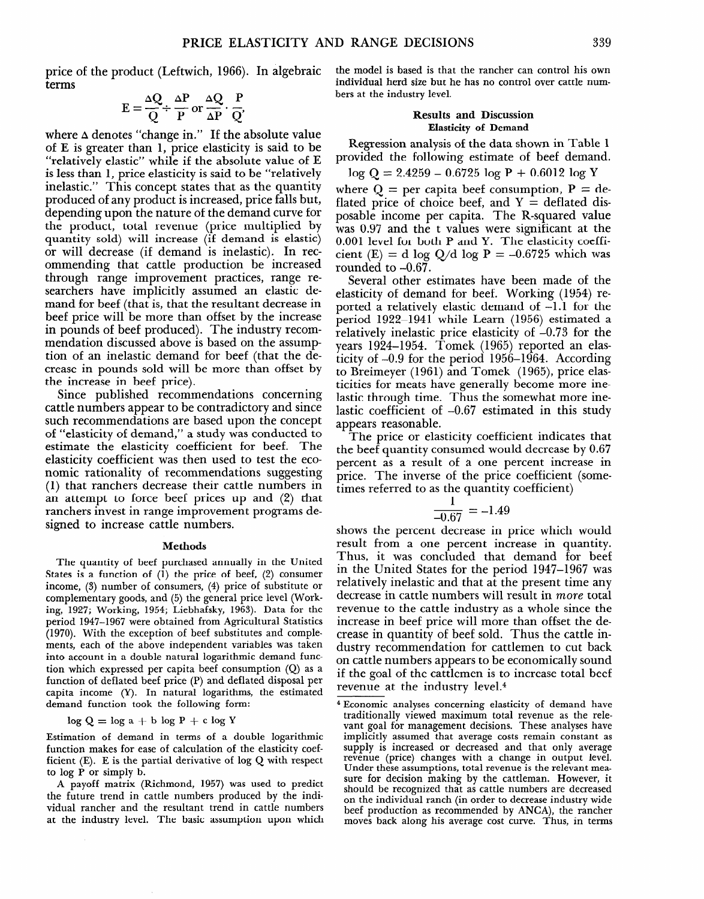price of the product (Leftwich, 1966). In algebraic terms

$$E = \frac{\Delta Q}{Q} \div \frac{\Delta P}{P} \text{ or } \frac{\Delta Q}{\Delta P} \cdot \frac{P}{Q},$$

where $\Delta$ denotes "change in." If the absolute value of E is greater than 1, price elasticity is said to be "relatively elastic" while if the absolute value of E is less than 1, price elasticity is said to be "relatively inelastic." This concept states that as the quantity produced of any product is increased, price falls but, depending upon the nature of the demand curve for the product, total revenue (price multiplied by quantity sold) will increase (if demand is elastic) or will decrease (if demand is inelastic). In recommending that cattle production be increased through range improvement practices, range researchers have implicitly assumed an elastic demand for beef (that is, that the resultant decrease in beef price will be more than offset by the increase in pounds of beef produced). The industry recommendation discussed above is based on the assumption of an inelastic demand for beef (that the decrease in pounds sold will be more than offset by the increase in beef price).

Since published recommendations concerning cattle numbers appear to be contradictory and since such recommendations are based upon the concept of "elasticity of demand," a study was conducted to estimate the elasticity coefficient for beef. The elasticity coefficient was then used to test the economic rationality of recommendations suggesting (1) that ranchers decrease their cattle numbers in an attempt to force beef prices up and (2) that ranchers invest in range improvement programs designed to increase cattle numbers.

## Methods

The quantity of beef purchased annually in the United States is a function of (1) the price of beef, (2) consumer income, (3) number of consumers, (4) price of substitute or complementary goods, and (5) the general price level (Working, 1927; Working, 1954; Liebhafsky, 1963). Data for the period 1947–1967 were obtained from Agricultural Statistics (1970). With the exception of beef substitutes and complements, each of the above independent variables was taken into account in a double natural logarithmic demand function which expressed per capita beef consumption (Q) as a function of deflated beef price (P) and deflated disposal per capita income (Y). In natural logarithms, the estimated demand function took the following form:

$$\log Q = \log a + b \log P + c \log Y$$

Estimation of demand in terms of a double logarithmic function makes for ease of calculation of the elasticity coefficient (E). E is the partial derivative of log Q with respect to log P or simply b.

A payoff matrix (Richmond, 1957) was used to predict the future trend in cattle numbers produced by the individual rancher and the resultant trend in cattle numbers at the industry level. The basic assumption upon which the model is based is that the rancher can control his own individual herd size but he has no control over cattle numbers at the industry level.

## Results and Discussion

### Elasticity of Demand

Regression analysis of the data shown in Table 1 provided the following estimate of beef demand.

$$\log Q = 2.4259 - 0.6725 \log P + 0.6012 \log Y$$

where Q = per capita beef consumption, P = deflated price of choice beef, and Y = deflated disposable income per capita. The R-squared value was 0.97 and the t values were significant at the 0.001 level for both P and Y. The elasticity coefficient (E) = d log Q/d log P = –0.6725 which was rounded to –0.67.

Several other estimates have been made of the elasticity of demand for beef. Working (1954) reported a relatively elastic demand of –1.1 for the period 1922–1941 while Learn (1956) estimated a relatively inelastic price elasticity of –0.73 for the years 1924–1954. Tomek (1965) reported an elasticity of –0.9 for the period 1956–1964. According to Breimeyer (1961) and Tomek (1965), price elasticities for meats have generally become more inelastic through time. Thus the somewhat more inelastic coefficient of –0.67 estimated in this study appears reasonable.

The price or elasticity coefficient indicates that the beef quantity consumed would decrease by 0.67 percent as a result of a one percent increase in price. The inverse of the price coefficient (sometimes referred to as the quantity coefficient)

$$\frac{1}{-0.67} = -1.49$$

shows the percent decrease in price which would result from a one percent increase in quantity. Thus, it was concluded that demand for beef in the United States for the period 1947–1967 was relatively inelastic and that at the present time any decrease in cattle numbers will result in *more* total revenue to the cattle industry as a whole since the increase in beef price will more than offset the decrease in quantity of beef sold. Thus the cattle industry recommendation for cattlemen to cut back on cattle numbers appears to be economically sound if the goal of the cattlemen is to increase total beef revenue at the industry level.[4]

[4] Economic analyses concerning elasticity of demand have traditionally viewed maximum total revenue as the relevant goal for management decisions. These analyses have implicitly assumed that average costs remain constant as supply is increased or decreased and that only average revenue (price) changes with a change in output level. Under these assumptions, total revenue is the relevant measure for decision making by the cattleman. However, it should be recognized that as cattle numbers are decreased on the individual ranch (in order to decrease industry wide beef production as recommended by ANCA), the rancher moves back along his average cost curve. Thus, in terms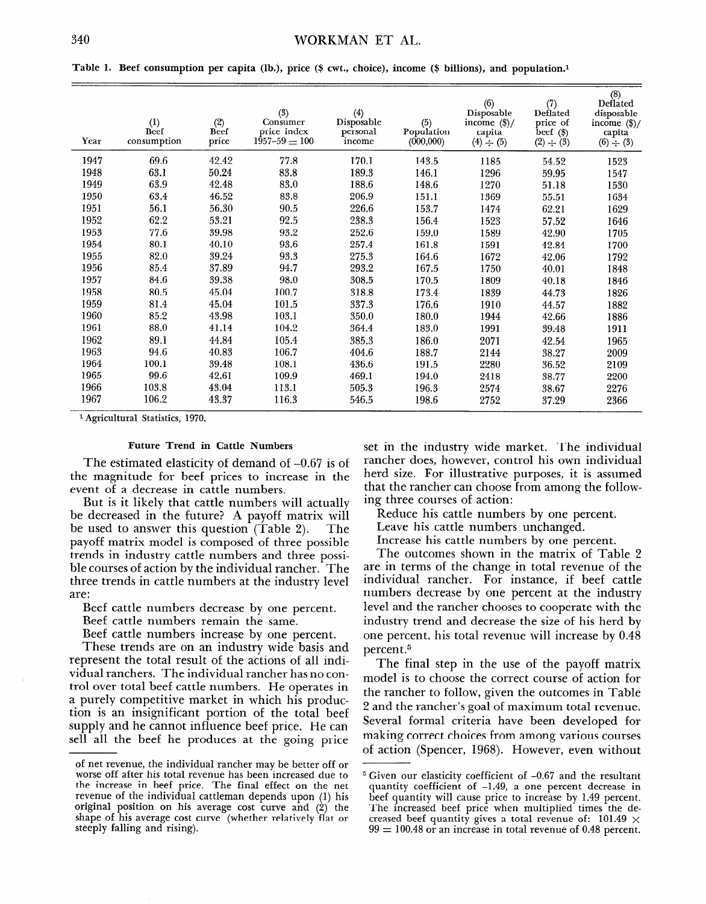Table 1. Beef consumption per capita (lb.), price ($ cwt., choice), income ($ billions), and population.[1]

| Year | (1) Beef consumption | (2) Beef price | (3) Consumer price index 1957–59 = 100 | (4) Disposable personal income | (5) Population (000,000) | (6) Disposable income ($)/ capita (4) ÷ (5) | (7) Deflated price of beef ($) (2) ÷ (3) | (8) Deflated disposable income ($)/ capita (6) ÷ (3) |
|---|---|---|---|---|---|---|---|---|
| 1947 | 69.6 | 42.42 | 77.8 | 170.1 | 143.5 | 1185 | 54.52 | 1523 |
| 1948 | 63.1 | 50.24 | 83.8 | 189.3 | 146.1 | 1296 | 59.95 | 1547 |
| 1949 | 63.9 | 42.48 | 83.0 | 188.6 | 148.6 | 1270 | 51.18 | 1530 |
| 1950 | 63.4 | 46.52 | 83.8 | 206.9 | 151.1 | 1369 | 55.51 | 1634 |
| 1951 | 56.1 | 56.30 | 90.5 | 226.6 | 153.7 | 1474 | 62.21 | 1629 |
| 1952 | 62.2 | 53.21 | 92.5 | 238.3 | 156.4 | 1523 | 57.52 | 1646 |
| 1953 | 77.6 | 39.98 | 93.2 | 252.6 | 159.0 | 1589 | 42.90 | 1705 |
| 1954 | 80.1 | 40.10 | 93.6 | 257.4 | 161.8 | 1591 | 42.84 | 1700 |
| 1955 | 82.0 | 39.24 | 93.3 | 275.3 | 164.6 | 1672 | 42.06 | 1792 |
| 1956 | 85.4 | 37.89 | 94.7 | 293.2 | 167.5 | 1750 | 40.01 | 1848 |
| 1957 | 84.6 | 39.38 | 98.0 | 308.5 | 170.5 | 1809 | 40.18 | 1846 |
| 1958 | 80.5 | 45.04 | 100.7 | 318.8 | 173.4 | 1839 | 44.73 | 1826 |
| 1959 | 81.4 | 45.04 | 101.5 | 337.3 | 176.6 | 1910 | 44.57 | 1882 |
| 1960 | 85.2 | 43.98 | 103.1 | 350.0 | 180.0 | 1944 | 42.66 | 1886 |
| 1961 | 88.0 | 41.14 | 104.2 | 364.4 | 183.0 | 1991 | 39.48 | 1911 |
| 1962 | 89.1 | 44.84 | 105.4 | 385.3 | 186.0 | 2071 | 42.54 | 1965 |
| 1963 | 94.6 | 40.83 | 106.7 | 404.6 | 188.7 | 2144 | 38.27 | 2009 |
| 1964 | 100.1 | 39.48 | 108.1 | 436.6 | 191.5 | 2280 | 36.52 | 2109 |
| 1965 | 99.6 | 42.61 | 109.9 | 469.1 | 194.0 | 2418 | 38.77 | 2200 |
| 1966 | 103.8 | 43.04 | 113.1 | 505.3 | 196.3 | 2574 | 38.67 | 2276 |
| 1967 | 106.2 | 43.37 | 116.3 | 546.5 | 198.6 | 2752 | 37.29 | 2366 |

[1] Agricultural Statistics, 1970.

### Future Trend in Cattle Numbers

The estimated elasticity of demand of –0.67 is of the magnitude for beef prices to increase in the event of a decrease in cattle numbers.

But is it likely that cattle numbers will actually be decreased in the future? A payoff matrix will be used to answer this question (Table 2). The payoff matrix model is composed of three possible trends in industry cattle numbers and three possible courses of action by the individual rancher. The three trends in cattle numbers at the industry level are:

Beef cattle numbers decrease by one percent.
Beef cattle numbers remain the same.
Beef cattle numbers increase by one percent.

These trends are on an industry wide basis and represent the total result of the actions of all individual ranchers. The individual rancher has no control over total beef cattle numbers. He operates in a purely competitive market in which his production is an insignificant portion of the total beef supply and he cannot influence beef price. He can sell all the beef he produces at the going price set in the industry wide market. The individual rancher does, however, control his own individual herd size. For illustrative purposes, it is assumed that the rancher can choose from among the following three courses of action:

Reduce his cattle numbers by one percent.
Leave his cattle numbers unchanged.
Increase his cattle numbers by one percent.

The outcomes shown in the matrix of Table 2 are in terms of the change in total revenue of the individual rancher. For instance, if beef cattle numbers decrease by one percent at the industry level and the rancher chooses to cooperate with the industry trend and decrease the size of his herd by one percent, his total revenue will increase by 0.48 percent.[5]

The final step in the use of the payoff matrix model is to choose the correct course of action for the rancher to follow, given the outcomes in Table 2 and the rancher's goal of maximum total revenue. Several formal criteria have been developed for making correct choices from among various courses of action (Spencer, 1968). However, even without

---

of net revenue, the individual rancher may be better off or worse off after his total revenue has been increased due to the increase in beef price. The final effect on the net revenue of the individual cattleman depends upon (1) his original position on his average cost curve and (2) the shape of his average cost curve (whether relatively flat or steeply falling and rising).

[5] Given our elasticity coefficient of –0.67 and the resultant quantity coefficient of –1.49, a one percent decrease in beef quantity will cause price to increase by 1.49 percent. The increased beef price when multiplied times the decreased beef quantity gives a total revenue of: $101.49 \times 99 = 100.48$ or an increase in total revenue of 0.48 percent.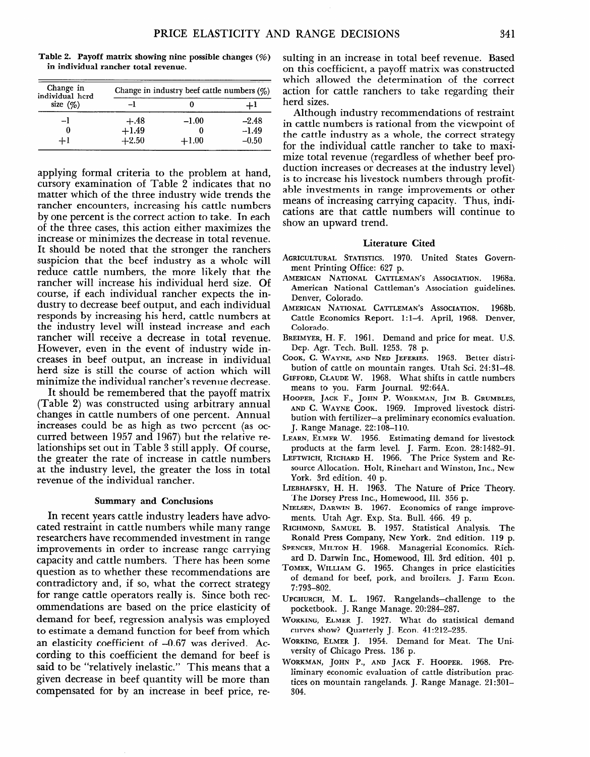Table 2. Payoff matrix showing nine possible changes (%) in individual rancher total revenue.

| Change in individual herd size (%) | Change in industry beef cattle numbers (%) | | |
|---|---|---|---|
| | −1 | 0 | +1 |
| −1 | +.48 | −1.00 | −2.48 |
| 0 | +1.49 | 0 | −1.49 |
| +1 | +2.50 | +1.00 | −0.50 |

applying formal criteria to the problem at hand, cursory examination of Table 2 indicates that no matter which of the three industry wide trends the rancher encounters, increasing his cattle numbers by one percent is the correct action to take. In each of the three cases, this action either maximizes the increase or minimizes the decrease in total revenue. It should be noted that the stronger the ranchers suspicion that the beef industry as a whole will reduce cattle numbers, the more likely that the rancher will increase his individual herd size. Of course, if each individual rancher expects the industry to decrease beef output, and each individual responds by increasing his herd, cattle numbers at the industry level will instead increase and each rancher will receive a decrease in total revenue. However, even in the event of industry wide increases in beef output, an increase in individual herd size is still the course of action which will minimize the individual rancher's revenue decrease.

It should be remembered that the payoff matrix (Table 2) was constructed using arbitrary annual changes in cattle numbers of one percent. Annual increases could be as high as two percent (as occurred between 1957 and 1967) but the relative relationships set out in Table 3 still apply. Of course, the greater the rate of increase in cattle numbers at the industry level, the greater the loss in total revenue of the individual rancher.

## Summary and Conclusions

In recent years cattle industry leaders have advocated restraint in cattle numbers while many range researchers have recommended investment in range improvements in order to increase range carrying capacity and cattle numbers. There has been some question as to whether these recommendations are contradictory and, if so, what the correct strategy for range cattle operators really is. Since both recommendations are based on the price elasticity of demand for beef, regression analysis was employed to estimate a demand function for beef from which an elasticity coefficient of −0.67 was derived. According to this coefficient the demand for beef is said to be "relatively inelastic." This means that a given decrease in beef quantity will be more than compensated for by an increase in beef price, resulting in an increase in total beef revenue. Based on this coefficient, a payoff matrix was constructed which allowed the determination of the correct action for cattle ranchers to take regarding their herd sizes.

Although industry recommendations of restraint in cattle numbers is rational from the viewpoint of the cattle industry as a whole, the correct strategy for the individual cattle rancher to take to maximize total revenue (regardless of whether beef production increases or decreases at the industry level) is to increase his livestock numbers through profitable investments in range improvements or other means of increasing carrying capacity. Thus, indications are that cattle numbers will continue to show an upward trend.

## Literature Cited

Agricultural Statistics. 1970. United States Government Printing Office: 627 p.

American National Cattleman's Association. 1968a. American National Cattleman's Association guidelines. Denver, Colorado.

American National Cattleman's Association. 1968b. Cattle Economics Report. 1:1–4. April, 1968. Denver, Colorado.

Breimyer, H. F. 1961. Demand and price for meat. U.S. Dep. Agr. Tech. Bull. 1253. 78 p.

Cook, C. Wayne, and Ned Jeferies. 1963. Better distribution of cattle on mountain ranges. Utah Sci. 24:31–48.

Gifford, Claude W. 1968. What shifts in cattle numbers means to you. Farm Journal. 92:64A.

Hooper, Jack F., John P. Workman, Jim B. Grumbles, and C. Wayne Cook. 1969. Improved livestock distribution with fertilizer—a preliminary economics evaluation. J. Range Manage. 22:108–110.

Learn, Elmer W. 1956. Estimating demand for livestock products at the farm level. J. Farm. Econ. 28:1482–91.

Leftwich, Richard H. 1966. The Price System and Resource Allocation. Holt, Rinehart and Winston, Inc., New York. 3rd edition. 40 p.

Liebhafsky, H. H. 1963. The Nature of Price Theory. The Dorsey Press Inc., Homewood, Ill. 356 p.

Nielsen, Darwin B. 1967. Economics of range improvements. Utah Agr. Exp. Sta. Bull. 466. 49 p.

Richmond, Samuel B. 1957. Statistical Analysis. The Ronald Press Company, New York. 2nd edition. 119 p.

Spencer, Milton H. 1968. Managerial Economics. Richard D. Darwin Inc., Homewood, Ill. 3rd edition. 401 p.

Tomek, William G. 1965. Changes in price elasticities of demand for beef, pork, and broilers. J. Farm Econ. 7:793–802.

Upchurch, M. L. 1967. Rangelands—challenge to the pocketbook. J. Range Manage. 20:284–287.

Working, Elmer J. 1927. What do statistical demand curves show? Quarterly J. Econ. 41:212–235.

Working, Elmer J. 1954. Demand for Meat. The University of Chicago Press. 136 p.

Workman, John P., and Jack F. Hooper. 1968. Preliminary economic evaluation of cattle distribution practices on mountain rangelands. J. Range Manage. 21:301–304.